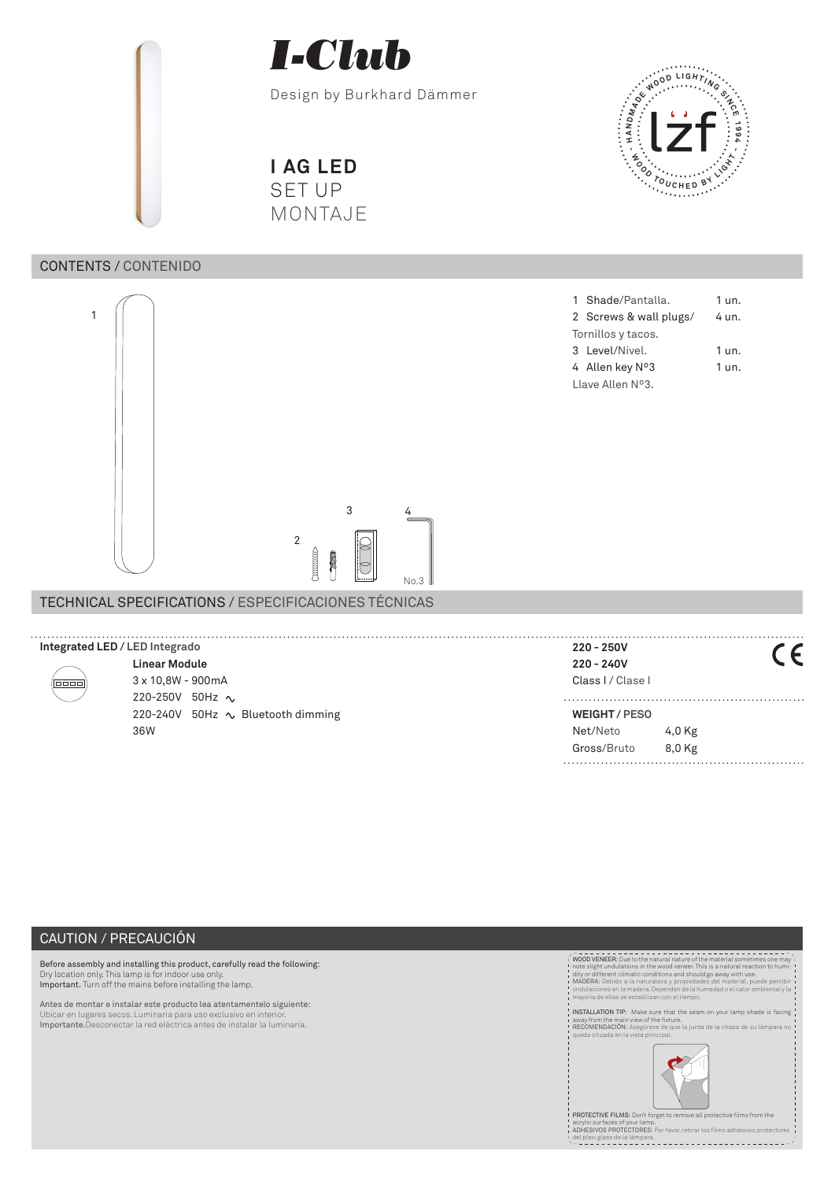# I-Club

Design by Burkhard Dämmer

## I AG LED
SET UP
MONTAJE

## CONTENTS / CONTENIDO

| | | |
|---|---|---|
| 1 | Shade/Pantalla. | 1 un. |
| 2 | Screws & wall plugs/ Tornillos y tacos. | 4 un. |
| 3 | Level/Nivel. | 1 un. |
| 4 | Allen key Nº3 Llave Allen Nº3. | 1 un. |

1

2

3

4

No.3

## TECHNICAL SPECIFICATIONS / ESPECIFICACIONES TÉCNICAS

**Integrated LED / LED Integrado**

**Linear Module**
3 x 10,8W - 900mA
220-250V 50Hz ∿
220-240V 50Hz ∿ Bluetooth dimming
36W

**220 - 250V**
**220 - 240V**
Class I / Clase I

CE

**WEIGHT / PESO**

| | |
|---|---|
| Net/Neto | 4,0 Kg |
| Gross/Bruto | 8,0 Kg |

## CAUTION / PRECAUCIÓN

Before assembly and installing this product, carefully read the following:
Dry location only. This lamp is for indoor use only.
**Important.** Turn off the mains before installing the lamp.

Antes de montar e instalar este producto lea atentamentelo siguiente:
Ubicar en lugares secos. Luminaria para uso exclusivo en interior.
**Importante.**Desconectar la red eléctrica antes de instalar la luminaria.

WOOD VENEER: Due to the natural nature of the material sometimes one may note slight undulations in the wood veneer. This is a natural reaction to humidity or different climatic conditions and should go away with use.
MADERA: Debido a la naturaleza y propiedades del material, puede percibir ondulaciones en la madera. Dependen de la humedad o el calor ambiental y la mayoría de ellas se estabilizan con el tiempo.

INSTALLATION TIP: Make sure that the seam on your lamp shade is facing away from the main view of the fixture.
RECOMENDACIÓN: Asegúrese de que la junta de la chapa de su lámpara no queda situada en la vista principal.

PROTECTIVE FILMS: Don't forget to remove all protective films from the acrylic surfaces of your lamp.
ADHESIVOS PROTECTORES: Por favor, retirar los films adhesivos protectores del plexi glass de la lámpara.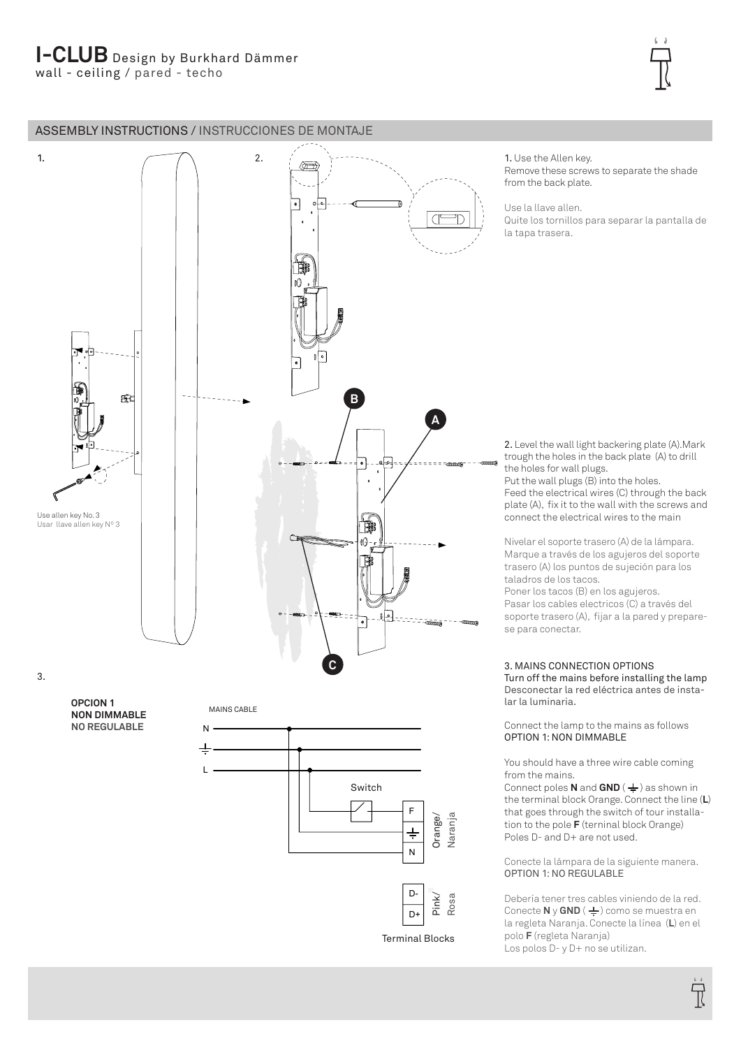# I-CLUB Design by Burkhard Dämmer

wall - ceiling / pared - techo

## ASSEMBLY INSTRUCTIONS / INSTRUCCIONES DE MONTAJE

1.

Use allen key No. 3
Usar llave allen key Nº 3

2.

B

A

C

**1.** Use the Allen key.
Remove these screws to separate the shade from the back plate.

Use la llave allen.
Quite los tornillos para separar la pantalla de la tapa trasera.

**2.** Level the wall light backering plate (A).Mark trough the holes in the back plate (A) to drill the holes for wall plugs.
Put the wall plugs (B) into the holes.
Feed the electrical wires (C) through the back plate (A), fix it to the wall with the screws and connect the electrical wires to the main

Nivelar el soporte trasero (A) de la lámpara.
Marque a través de los agujeros del soporte trasero (A) los puntos de sujeción para los taladros de los tacos.
Poner los tacos (B) en los agujeros.
Pasar los cables electricos (C) a través del soporte trasero (A), fijar a la pared y preparese para conectar.

3.

**OPCION 1**
**NON DIMMABLE**
**NO REGULABLE**

MAINS CABLE

N

⏚

L

Switch

F
⏚
N
Orange/ Naranja

D-
D+
Pink/ Rosa

Terminal Blocks

3. MAINS CONNECTION OPTIONS
Turn off the mains before installing the lamp
Desconectar la red eléctrica antes de instalar la luminaria.

Connect the lamp to the mains as follows
OPTION 1: NON DIMMABLE

You should have a three wire cable coming from the mains.
Connect poles **N** and **GND** (⏚) as shown in the terminal block Orange. Connect the line (**L**) that goes through the switch of tour installation to the pole **F** (terninal block Orange)
Poles D- and D+ are not used.

Conecte la lámpara de la siguiente manera.
OPTION 1: NO REGULABLE

Debería tener tres cables viniendo de la red.
Conecte **N** y **GND** (⏚) como se muestra en la regleta Naranja. Conecte la línea (**L**) en el polo **F** (regleta Naranja)
Los polos D- y D+ no se utilizan.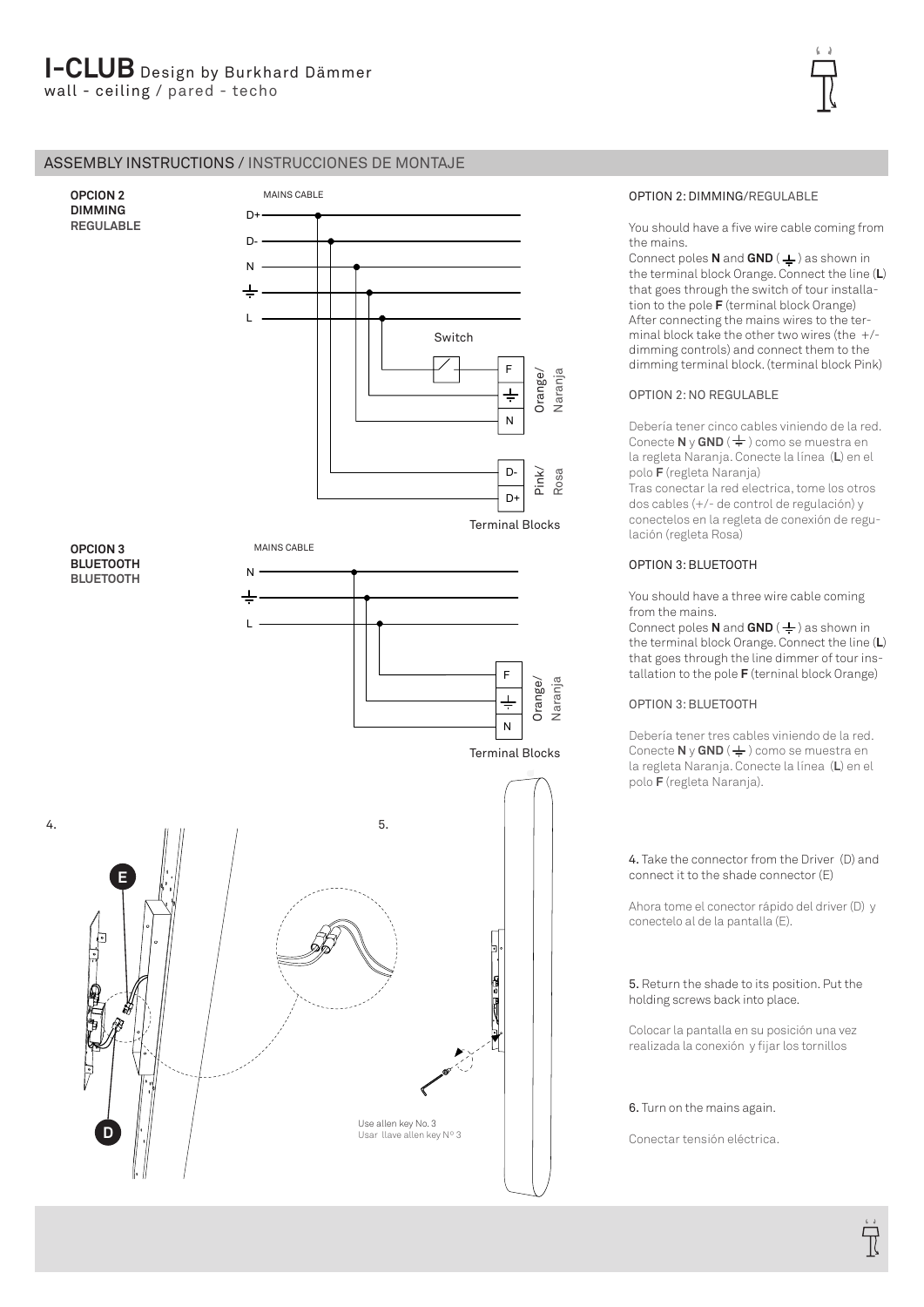# I-CLUB Design by Burkhard Dämmer

wall - ceiling / pared - techo

## ASSEMBLY INSTRUCTIONS / INSTRUCCIONES DE MONTAJE

**OPCION 2**
**DIMMING**
**REGULABLE**

MAINS CABLE

D+
D-
N
⏚
L

Switch

F
⏚
N
Orange/ Naranja

D-
D+
Pink/ Rosa

Terminal Blocks

**OPCION 3**
**BLUETOOTH**
**BLUETOOTH**

MAINS CABLE

N
⏚
L

F
⏚
N
Orange/ Naranja

Terminal Blocks

OPTION 2: DIMMING/REGULABLE

You should have a five wire cable coming from the mains.
Connect poles **N** and **GND** ( ⏚ ) as shown in the terminal block Orange. Connect the line (**L**) that goes through the switch of tour installation to the pole **F** (terminal block Orange)
After connecting the mains wires to the terminal block take the other two wires (the +/- dimming controls) and connect them to the dimming terminal block. (terminal block Pink)

OPTION 2: NO REGULABLE

Debería tener cinco cables viniendo de la red.
Conecte **N** y **GND** ( ⏚ ) como se muestra en la regleta Naranja. Conecte la línea (**L**) en el polo **F** (regleta Naranja)
Tras conectar la red electrica, tome los otros dos cables (+/- de control de regulación) y conectelos en la regleta de conexión de regulación (regleta Rosa)

OPTION 3: BLUETOOTH

You should have a three wire cable coming from the mains.
Connect poles **N** and **GND** ( ⏚ ) as shown in the terminal block Orange. Connect the line (**L**) that goes through the line dimmer of tour installation to the pole **F** (terninal block Orange)

OPTION 3: BLUETOOTH

Debería tener tres cables viniendo de la red.
Conecte **N** y **GND** ( ⏚ ) como se muestra en la regleta Naranja. Conecte la línea (**L**) en el polo **F** (regleta Naranja).

4.

E

D

5.

Use allen key No. 3
Usar llave allen key Nº 3

**4.** Take the connector from the Driver (D) and connect it to the shade connector (E)

Ahora tome el conector rápido del driver (D) y conectelo al de la pantalla (E).

**5.** Return the shade to its position. Put the holding screws back into place.

Colocar la pantalla en su posición una vez realizada la conexión y fijar los tornillos

**6.** Turn on the mains again.

Conectar tensión eléctrica.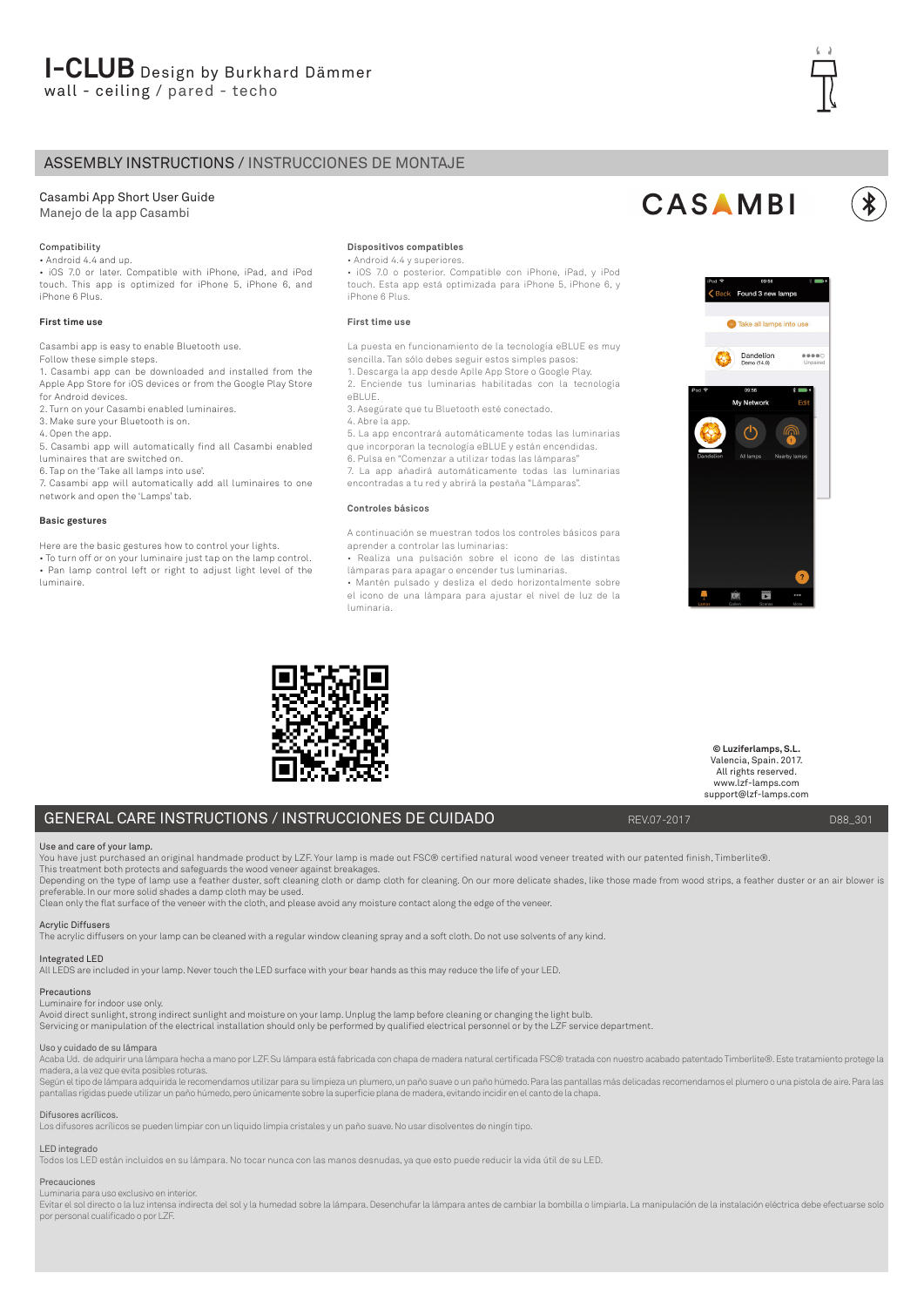# I-CLUB Design by Burkhard Dämmer

wall - ceiling / pared - techo

## ASSEMBLY INSTRUCTIONS / INSTRUCCIONES DE MONTAJE

### Casambi App Short User Guide
Manejo de la app Casambi

CASAMBI

**Compatibility**

- Android 4.4 and up.
- iOS 7.0 or later. Compatible with iPhone, iPad, and iPod touch. This app is optimized for iPhone 5, iPhone 6, and iPhone 6 Plus.

**First time use**

Casambi app is easy to enable Bluetooth use.
Follow these simple steps.
1. Casambi app can be downloaded and installed from the Apple App Store for iOS devices or from the Google Play Store for Android devices.
2. Turn on your Casambi enabled luminaires.
3. Make sure your Bluetooth is on.
4. Open the app.
5. Casambi app will automatically find all Casambi enabled luminaires that are switched on.
6. Tap on the 'Take all lamps into use'.
7. Casambi app will automatically add all luminaires to one network and open the 'Lamps' tab.

**Basic gestures**

Here are the basic gestures how to control your lights.
- To turn off or on your luminaire just tap on the lamp control.
- Pan lamp control left or right to adjust light level of the luminaire.

**Dispositivos compatibles**

- Android 4.4 y superiores.
- iOS 7.0 o posterior. Compatible con iPhone, iPad, y iPod touch. Esta app está optimizada para iPhone 5, iPhone 6, y iPhone 6 Plus.

**First time use**

La puesta en funcionamiento de la tecnología eBLUE es muy sencilla. Tan sólo debes seguir estos simples pasos:
1. Descarga la app desde Aplle App Store o Google Play.
2. Enciende tus luminarias habilitadas con la tecnología eBLUE.
3. Asegúrate que tu Bluetooth esté conectado.
4. Abre la app.
5. La app encontrará automáticamente todas las luminarias que incorporan la tecnología eBLUE y están encendidas.
6. Pulsa en "Comenzar a utilizar todas las lámparas"
7. La app añadirá automáticamente todas las luminarias encontradas a tu red y abrirá la pestaña "Lámparas".

**Controles básicos**

A continuación se muestran todos los controles básicos para aprender a controlar las luminarias:
- Realiza una pulsación sobre el icono de las distintas lámparas para apagar o encender tus luminarias.
- Mantén pulsado y desliza el dedo horizontalmente sobre el icono de una lámpara para ajustar el nivel de luz de la luminaria.

**© Luziferlamps, S.L.**
Valencia, Spain. 2017.
All rights reserved.
www.lzf-lamps.com
support@lzf-lamps.com

## GENERAL CARE INSTRUCTIONS / INSTRUCCIONES DE CUIDADO

REV.07-2017 D88_301

**Use and care of your lamp.**
You have just purchased an original handmade product by LZF. Your lamp is made out FSC® certified natural wood veneer treated with our patented finish, Timberlite®.
This treatment both protects and safeguards the wood veneer against breakages.
Depending on the type of lamp use a feather duster, soft cleaning cloth or damp cloth for cleaning. On our more delicate shades, like those made from wood strips, a feather duster or an air blower is preferable. In our more solid shades a damp cloth may be used.
Clean only the flat surface of the veneer with the cloth, and please avoid any moisture contact along the edge of the veneer.

**Acrylic Diffusers**
The acrylic diffusers on your lamp can be cleaned with a regular window cleaning spray and a soft cloth. Do not use solvents of any kind.

**Integrated LED**
All LEDS are included in your lamp. Never touch the LED surface with your bear hands as this may reduce the life of your LED.

**Precautions**
Luminaire for indoor use only.
Avoid direct sunlight, strong indirect sunlight and moisture on your lamp. Unplug the lamp before cleaning or changing the light bulb.
Servicing or manipulation of the electrical installation should only be performed by qualified electrical personnel or by the LZF service department.

**Uso y cuidado de su lámpara**
Acaba Ud. de adquirir una lámpara hecha a mano por LZF. Su lámpara está fabricada con chapa de madera natural certificada FSC® tratada con nuestro acabado patentado Timberlite®. Este tratamiento protege la madera, a la vez que evita posibles roturas.
Según el tipo de lámpara adquirida le recomendamos utilizar para su limpieza un plumero, un paño suave o un paño húmedo. Para las pantallas más delicadas recomendamos el plumero o una pistola de aire. Para las pantallas rígidas puede utilizar un paño húmedo, pero únicamente sobre la superficie plana de madera, evitando incidir en el canto de la chapa.

**Difusores acrílicos.**
Los difusores acrílicos se pueden limpiar con un liquido limpia cristales y un paño suave. No usar disolventes de ningún tipo.

**LED integrado**
Todos los LED están incluidos en su lámpara. No tocar nunca con las manos desnudas, ya que esto puede reducir la vida útil de su LED.

**Precauciones**
Luminaria para uso exclusivo en interior.
Evitar el sol directo o la luz intensa indirecta del sol y la humedad sobre la lámpara. Desenchufar la lámpara antes de cambiar la bombilla o limpiarla. La manipulación de la instalación eléctrica debe efectuarse solo por personal cualificado o por LZF.